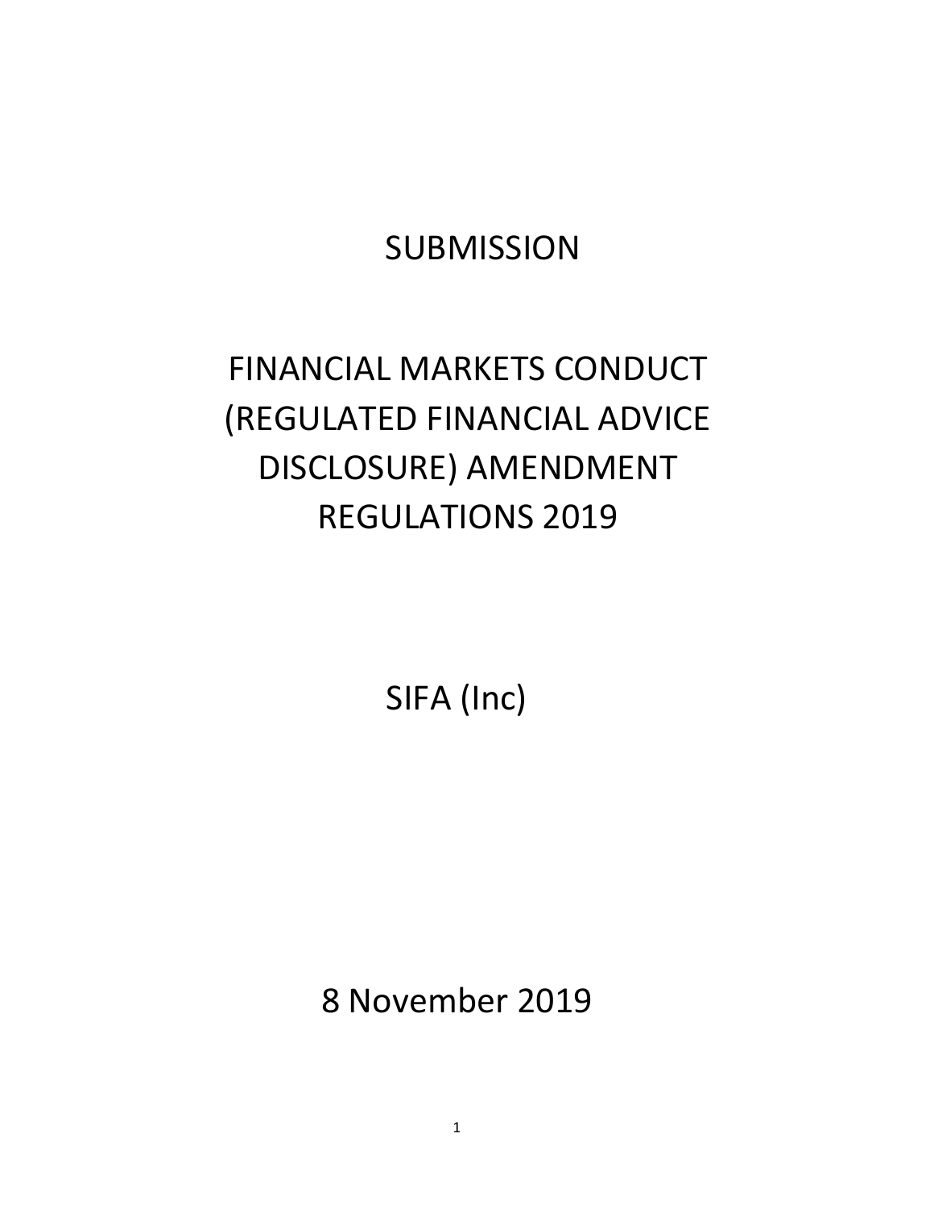# SUBMISSION

# FINANCIAL MARKETS CONDUCT (REGULATED FINANCIAL ADVICE DISCLOSURE) AMENDMENT REGULATIONS 2019

SIFA (Inc)

8 November 2019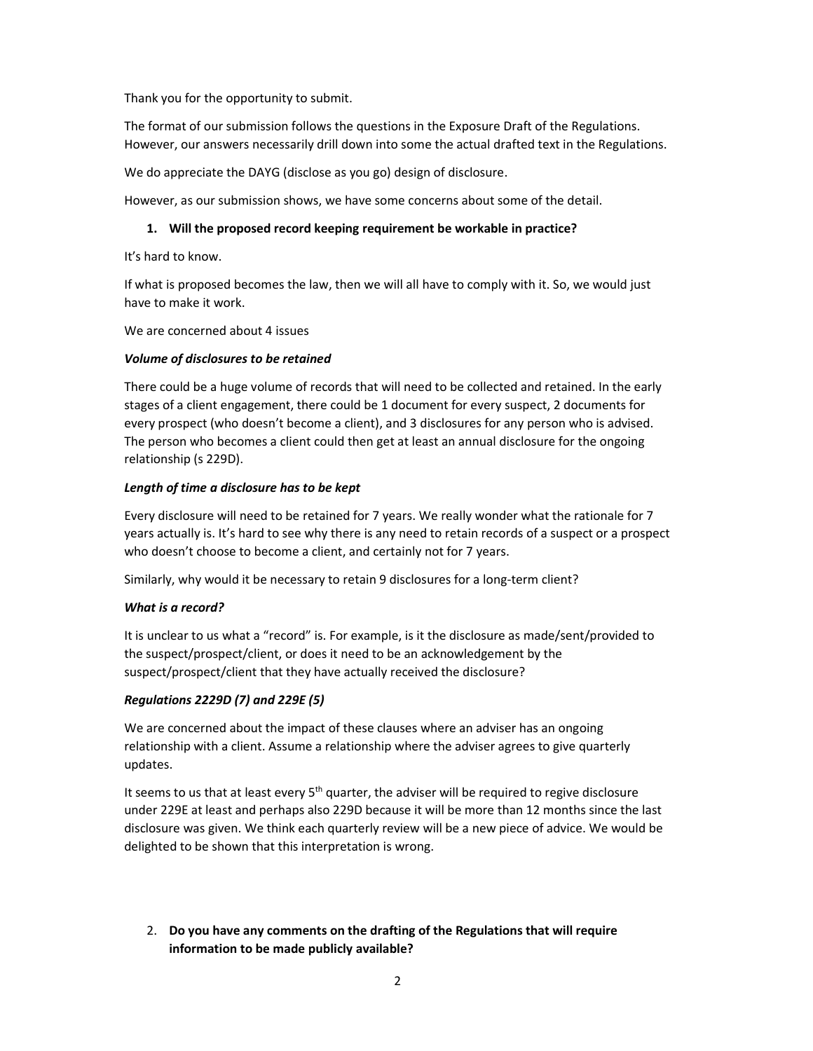Thank you for the opportunity to submit.

The format of our submission follows the questions in the Exposure Draft of the Regulations. However, our answers necessarily drill down into some the actual drafted text in the Regulations.

We do appreciate the DAYG (disclose as you go) design of disclosure.

However, as our submission shows, we have some concerns about some of the detail.

1. **Will the proposed record keeping requirement be workable in practice?**

It's hard to know.

If what is proposed becomes the law, then we will all have to comply with it. So, we would just have to make it work.

We are concerned about 4 issues

***Volume of disclosures to be retained***

There could be a huge volume of records that will need to be collected and retained. In the early stages of a client engagement, there could be 1 document for every suspect, 2 documents for every prospect (who doesn't become a client), and 3 disclosures for any person who is advised. The person who becomes a client could then get at least an annual disclosure for the ongoing relationship (s 229D).

***Length of time a disclosure has to be kept***

Every disclosure will need to be retained for 7 years. We really wonder what the rationale for 7 years actually is. It's hard to see why there is any need to retain records of a suspect or a prospect who doesn't choose to become a client, and certainly not for 7 years.

Similarly, why would it be necessary to retain 9 disclosures for a long-term client?

***What is a record?***

It is unclear to us what a "record" is. For example, is it the disclosure as made/sent/provided to the suspect/prospect/client, or does it need to be an acknowledgement by the suspect/prospect/client that they have actually received the disclosure?

***Regulations 2229D (7) and 229E (5)***

We are concerned about the impact of these clauses where an adviser has an ongoing relationship with a client. Assume a relationship where the adviser agrees to give quarterly updates.

It seems to us that at least every 5th quarter, the adviser will be required to regive disclosure under 229E at least and perhaps also 229D because it will be more than 12 months since the last disclosure was given. We think each quarterly review will be a new piece of advice. We would be delighted to be shown that this interpretation is wrong.

2. **Do you have any comments on the drafting of the Regulations that will require information to be made publicly available?**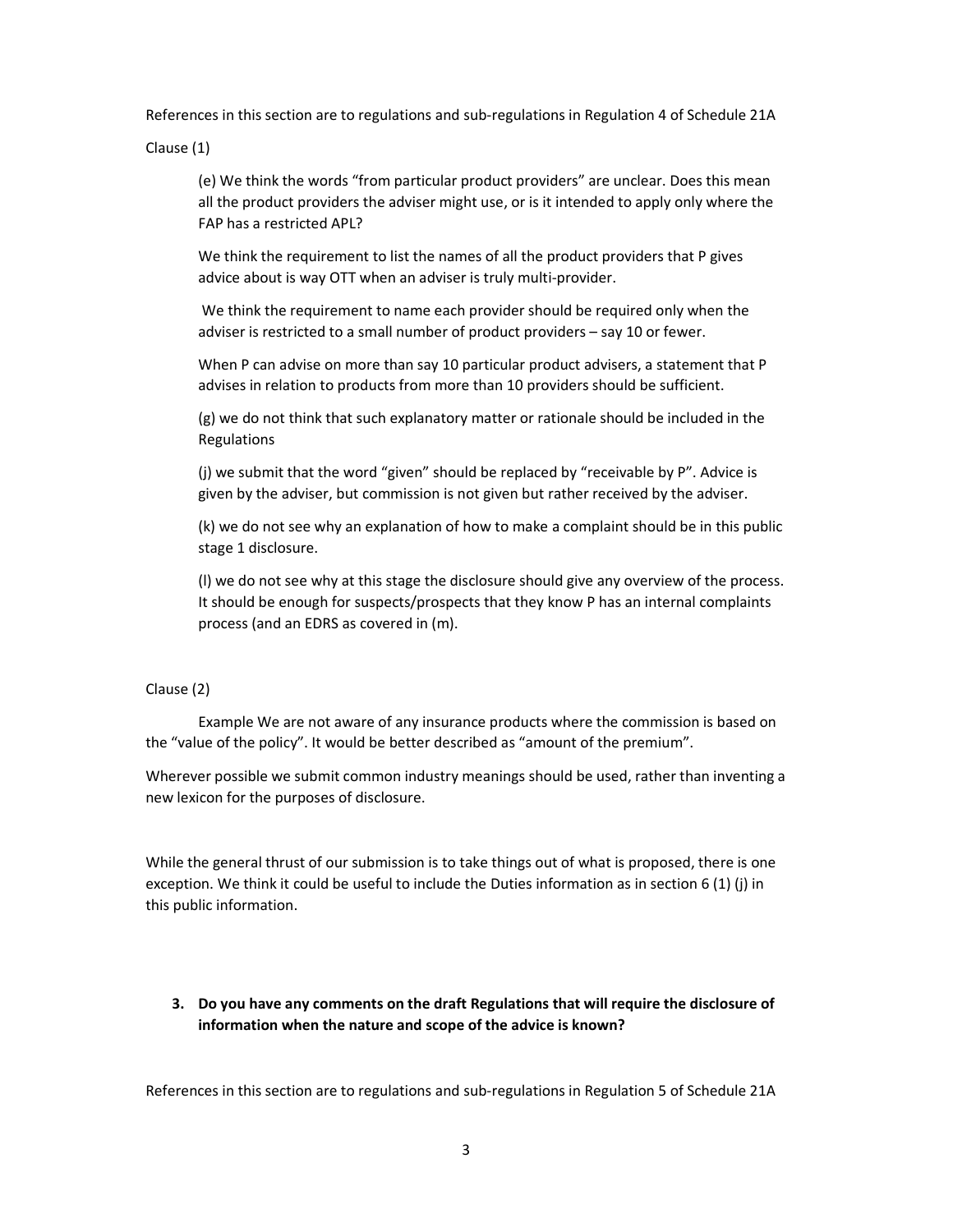References in this section are to regulations and sub-regulations in Regulation 4 of Schedule 21A

Clause (1)

(e) We think the words "from particular product providers" are unclear. Does this mean all the product providers the adviser might use, or is it intended to apply only where the FAP has a restricted APL?

We think the requirement to list the names of all the product providers that P gives advice about is way OTT when an adviser is truly multi-provider.

We think the requirement to name each provider should be required only when the adviser is restricted to a small number of product providers – say 10 or fewer.

When P can advise on more than say 10 particular product advisers, a statement that P advises in relation to products from more than 10 providers should be sufficient.

(g) we do not think that such explanatory matter or rationale should be included in the Regulations

(j) we submit that the word "given" should be replaced by "receivable by P". Advice is given by the adviser, but commission is not given but rather received by the adviser.

(k) we do not see why an explanation of how to make a complaint should be in this public stage 1 disclosure.

(l) we do not see why at this stage the disclosure should give any overview of the process. It should be enough for suspects/prospects that they know P has an internal complaints process (and an EDRS as covered in (m).

Clause (2)

Example We are not aware of any insurance products where the commission is based on the "value of the policy". It would be better described as "amount of the premium".

Wherever possible we submit common industry meanings should be used, rather than inventing a new lexicon for the purposes of disclosure.

While the general thrust of our submission is to take things out of what is proposed, there is one exception. We think it could be useful to include the Duties information as in section 6 (1) (j) in this public information.

**3. Do you have any comments on the draft Regulations that will require the disclosure of information when the nature and scope of the advice is known?**

References in this section are to regulations and sub-regulations in Regulation 5 of Schedule 21A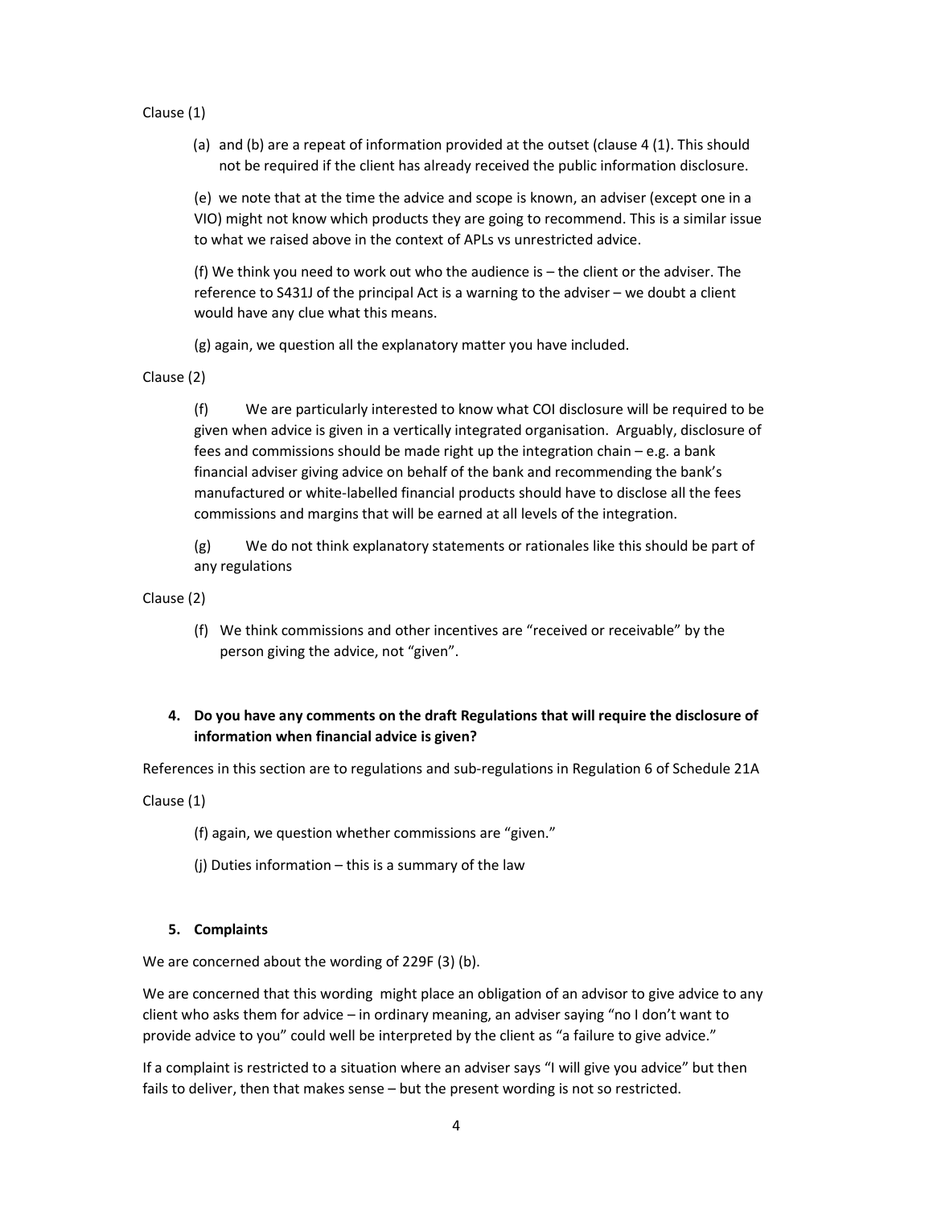Clause (1)

(a) and (b) are a repeat of information provided at the outset (clause 4 (1). This should not be required if the client has already received the public information disclosure.

(e) we note that at the time the advice and scope is known, an adviser (except one in a VIO) might not know which products they are going to recommend. This is a similar issue to what we raised above in the context of APLs vs unrestricted advice.

(f) We think you need to work out who the audience is – the client or the adviser. The reference to S431J of the principal Act is a warning to the adviser – we doubt a client would have any clue what this means.

(g) again, we question all the explanatory matter you have included.

Clause (2)

(f) We are particularly interested to know what COI disclosure will be required to be given when advice is given in a vertically integrated organisation. Arguably, disclosure of fees and commissions should be made right up the integration chain – e.g. a bank financial adviser giving advice on behalf of the bank and recommending the bank's manufactured or white-labelled financial products should have to disclose all the fees commissions and margins that will be earned at all levels of the integration.

(g) We do not think explanatory statements or rationales like this should be part of any regulations

Clause (2)

(f) We think commissions and other incentives are "received or receivable" by the person giving the advice, not "given".

**4. Do you have any comments on the draft Regulations that will require the disclosure of information when financial advice is given?**

References in this section are to regulations and sub-regulations in Regulation 6 of Schedule 21A

Clause (1)

(f) again, we question whether commissions are "given."

(j) Duties information – this is a summary of the law

**5. Complaints**

We are concerned about the wording of 229F (3) (b).

We are concerned that this wording might place an obligation of an advisor to give advice to any client who asks them for advice – in ordinary meaning, an adviser saying "no I don't want to provide advice to you" could well be interpreted by the client as "a failure to give advice."

If a complaint is restricted to a situation where an adviser says "I will give you advice" but then fails to deliver, then that makes sense – but the present wording is not so restricted.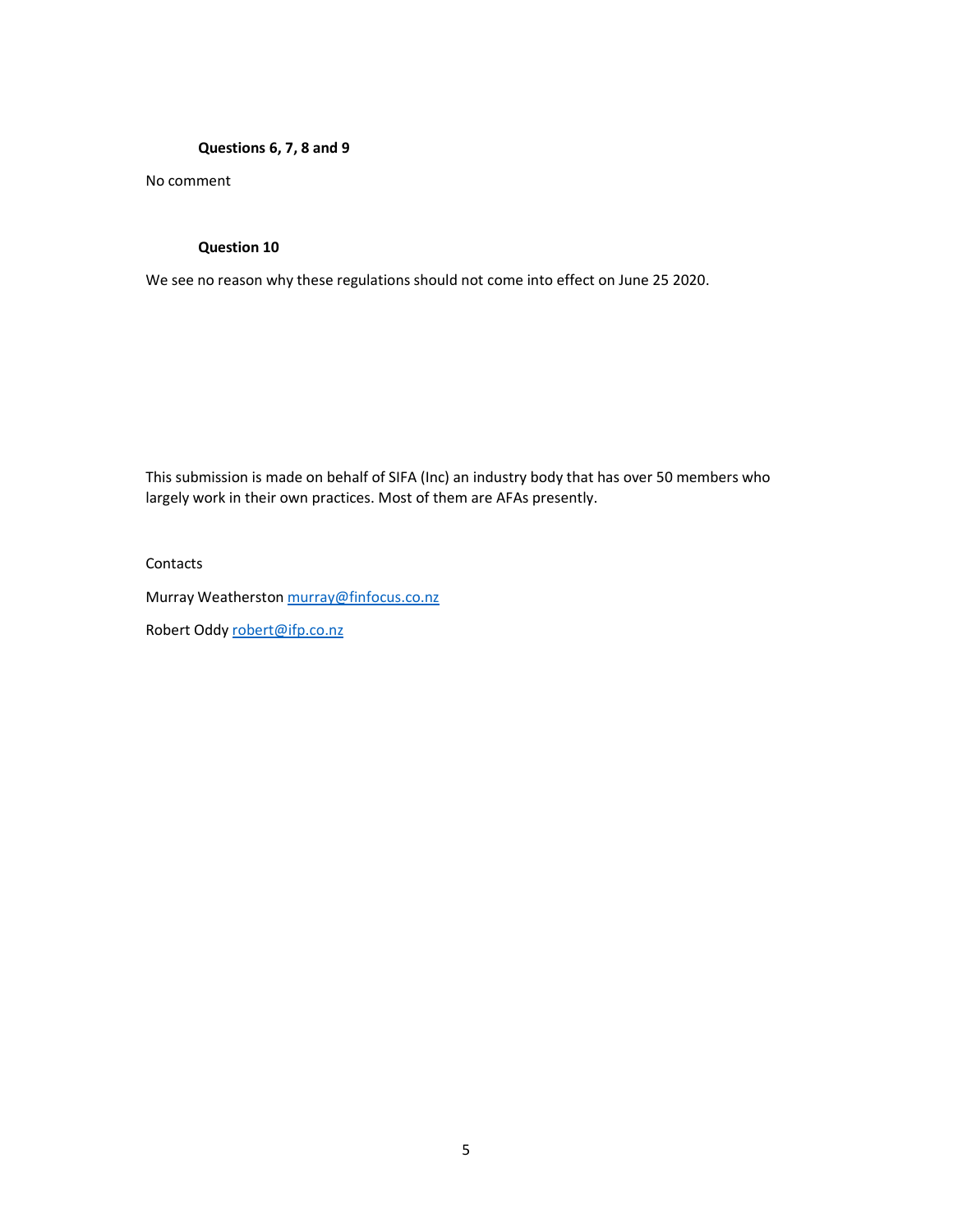**Questions 6, 7, 8 and 9**

No comment

**Question 10**

We see no reason why these regulations should not come into effect on June 25 2020.

This submission is made on behalf of SIFA (Inc) an industry body that has over 50 members who largely work in their own practices. Most of them are AFAs presently.

Contacts

Murray Weatherston murray@finfocus.co.nz

Robert Oddy robert@ifp.co.nz